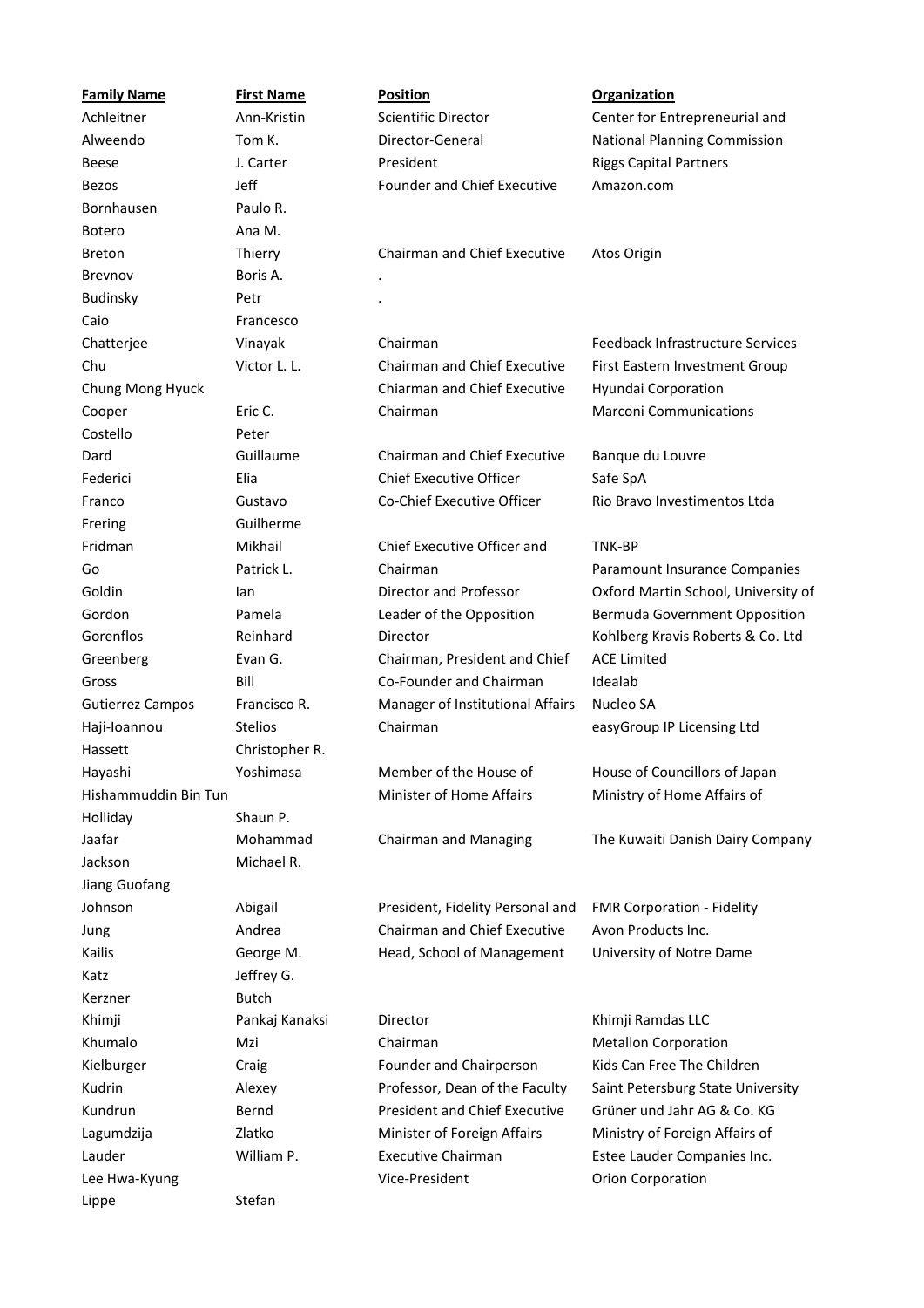| Family Name | First Name | Position | Organization |
|---|---|---|---|
| Achleitner | Ann-Kristin | Scientific Director | Center for Entrepreneurial and |
| Alweendo | Tom K. | Director-General | National Planning Commission |
| Beese | J. Carter | President | Riggs Capital Partners |
| Bezos | Jeff | Founder and Chief Executive | Amazon.com |
| Bornhausen | Paulo R. | | |
| Botero | Ana M. | | |
| Breton | Thierry | Chairman and Chief Executive | Atos Origin |
| Brevnov | Boris A. | . | |
| Budinsky | Petr | . | |
| Caio | Francesco | | |
| Chatterjee | Vinayak | Chairman | Feedback Infrastructure Services |
| Chu | Victor L. L. | Chairman and Chief Executive | First Eastern Investment Group |
| Chung Mong Hyuck | | Chiarman and Chief Executive | Hyundai Corporation |
| Cooper | Eric C. | Chairman | Marconi Communications |
| Costello | Peter | | |
| Dard | Guillaume | Chairman and Chief Executive | Banque du Louvre |
| Federici | Elia | Chief Executive Officer | Safe SpA |
| Franco | Gustavo | Co-Chief Executive Officer | Rio Bravo Investimentos Ltda |
| Frering | Guilherme | | |
| Fridman | Mikhail | Chief Executive Officer and | TNK-BP |
| Go | Patrick L. | Chairman | Paramount Insurance Companies |
| Goldin | Ian | Director and Professor | Oxford Martin School, University of |
| Gordon | Pamela | Leader of the Opposition | Bermuda Government Opposition |
| Gorenflos | Reinhard | Director | Kohlberg Kravis Roberts & Co. Ltd |
| Greenberg | Evan G. | Chairman, President and Chief | ACE Limited |
| Gross | Bill | Co-Founder and Chairman | Idealab |
| Gutierrez Campos | Francisco R. | Manager of Institutional Affairs | Nucleo SA |
| Haji-Ioannou | Stelios | Chairman | easyGroup IP Licensing Ltd |
| Hassett | Christopher R. | | |
| Hayashi | Yoshimasa | Member of the House of | House of Councillors of Japan |
| Hishammuddin Bin Tun | | Minister of Home Affairs | Ministry of Home Affairs of |
| Holliday | Shaun P. | | |
| Jaafar | Mohammad | Chairman and Managing | The Kuwaiti Danish Dairy Company |
| Jackson | Michael R. | | |
| Jiang Guofang | | | |
| Johnson | Abigail | President, Fidelity Personal and | FMR Corporation - Fidelity |
| Jung | Andrea | Chairman and Chief Executive | Avon Products Inc. |
| Kailis | George M. | Head, School of Management | University of Notre Dame |
| Katz | Jeffrey G. | | |
| Kerzner | Butch | | |
| Khimji | Pankaj Kanaksi | Director | Khimji Ramdas LLC |
| Khumalo | Mzi | Chairman | Metallon Corporation |
| Kielburger | Craig | Founder and Chairperson | Kids Can Free The Children |
| Kudrin | Alexey | Professor, Dean of the Faculty | Saint Petersburg State University |
| Kundrun | Bernd | President and Chief Executive | Grüner und Jahr AG & Co. KG |
| Lagumdzija | Zlatko | Minister of Foreign Affairs | Ministry of Foreign Affairs of |
| Lauder | William P. | Executive Chairman | Estee Lauder Companies Inc. |
| Lee Hwa-Kyung | | Vice-President | Orion Corporation |
| Lippe | Stefan | | |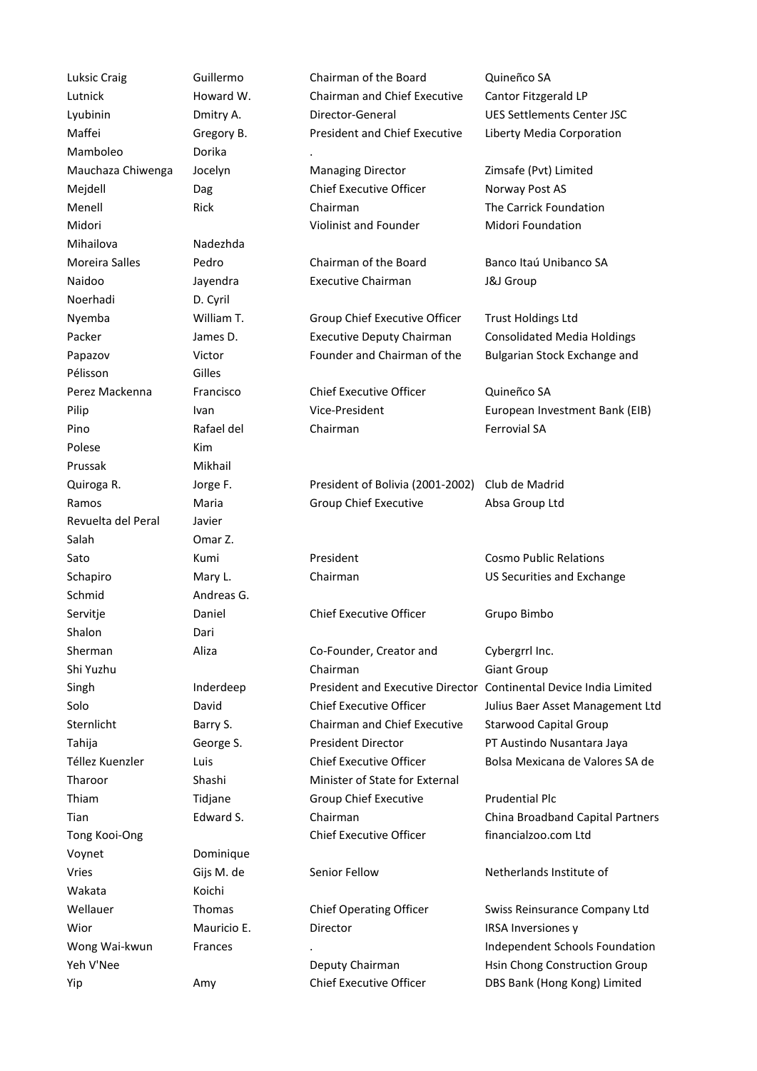| | | | |
|---|---|---|---|
| Luksic Craig | Guillermo | Chairman of the Board | Quineñco SA |
| Lutnick | Howard W. | Chairman and Chief Executive | Cantor Fitzgerald LP |
| Lyubinin | Dmitry A. | Director-General | UES Settlements Center JSC |
| Maffei | Gregory B. | President and Chief Executive | Liberty Media Corporation |
| Mamboleo | Dorika | . | |
| Mauchaza Chiwenga | Jocelyn | Managing Director | Zimsafe (Pvt) Limited |
| Mejdell | Dag | Chief Executive Officer | Norway Post AS |
| Menell | Rick | Chairman | The Carrick Foundation |
| Midori | | Violinist and Founder | Midori Foundation |
| Mihailova | Nadezhda | | |
| Moreira Salles | Pedro | Chairman of the Board | Banco Itaú Unibanco SA |
| Naidoo | Jayendra | Executive Chairman | J&J Group |
| Noerhadi | D. Cyril | | |
| Nyemba | William T. | Group Chief Executive Officer | Trust Holdings Ltd |
| Packer | James D. | Executive Deputy Chairman | Consolidated Media Holdings |
| Papazov | Victor | Founder and Chairman of the | Bulgarian Stock Exchange and |
| Pélisson | Gilles | | |
| Perez Mackenna | Francisco | Chief Executive Officer | Quineñco SA |
| Pilip | Ivan | Vice-President | European Investment Bank (EIB) |
| Pino | Rafael del | Chairman | Ferrovial SA |
| Polese | Kim | | |
| Prussak | Mikhail | | |
| Quiroga R. | Jorge F. | President of Bolivia (2001-2002) | Club de Madrid |
| Ramos | Maria | Group Chief Executive | Absa Group Ltd |
| Revuelta del Peral | Javier | | |
| Salah | Omar Z. | | |
| Sato | Kumi | President | Cosmo Public Relations |
| Schapiro | Mary L. | Chairman | US Securities and Exchange |
| Schmid | Andreas G. | | |
| Servitje | Daniel | Chief Executive Officer | Grupo Bimbo |
| Shalon | Dari | | |
| Sherman | Aliza | Co-Founder, Creator and | Cybergrrl Inc. |
| Shi Yuzhu | | Chairman | Giant Group |
| Singh | Inderdeep | President and Executive Director | Continental Device India Limited |
| Solo | David | Chief Executive Officer | Julius Baer Asset Management Ltd |
| Sternlicht | Barry S. | Chairman and Chief Executive | Starwood Capital Group |
| Tahija | George S. | President Director | PT Austindo Nusantara Jaya |
| Téllez Kuenzler | Luis | Chief Executive Officer | Bolsa Mexicana de Valores SA de |
| Tharoor | Shashi | Minister of State for External | |
| Thiam | Tidjane | Group Chief Executive | Prudential Plc |
| Tian | Edward S. | Chairman | China Broadband Capital Partners |
| Tong Kooi-Ong | | Chief Executive Officer | financialzoo.com Ltd |
| Voynet | Dominique | | |
| Vries | Gijs M. de | Senior Fellow | Netherlands Institute of |
| Wakata | Koichi | | |
| Wellauer | Thomas | Chief Operating Officer | Swiss Reinsurance Company Ltd |
| Wior | Mauricio E. | Director | IRSA Inversiones y |
| Wong Wai-kwun | Frances | . | Independent Schools Foundation |
| Yeh V'Nee | | Deputy Chairman | Hsin Chong Construction Group |
| Yip | Amy | Chief Executive Officer | DBS Bank (Hong Kong) Limited |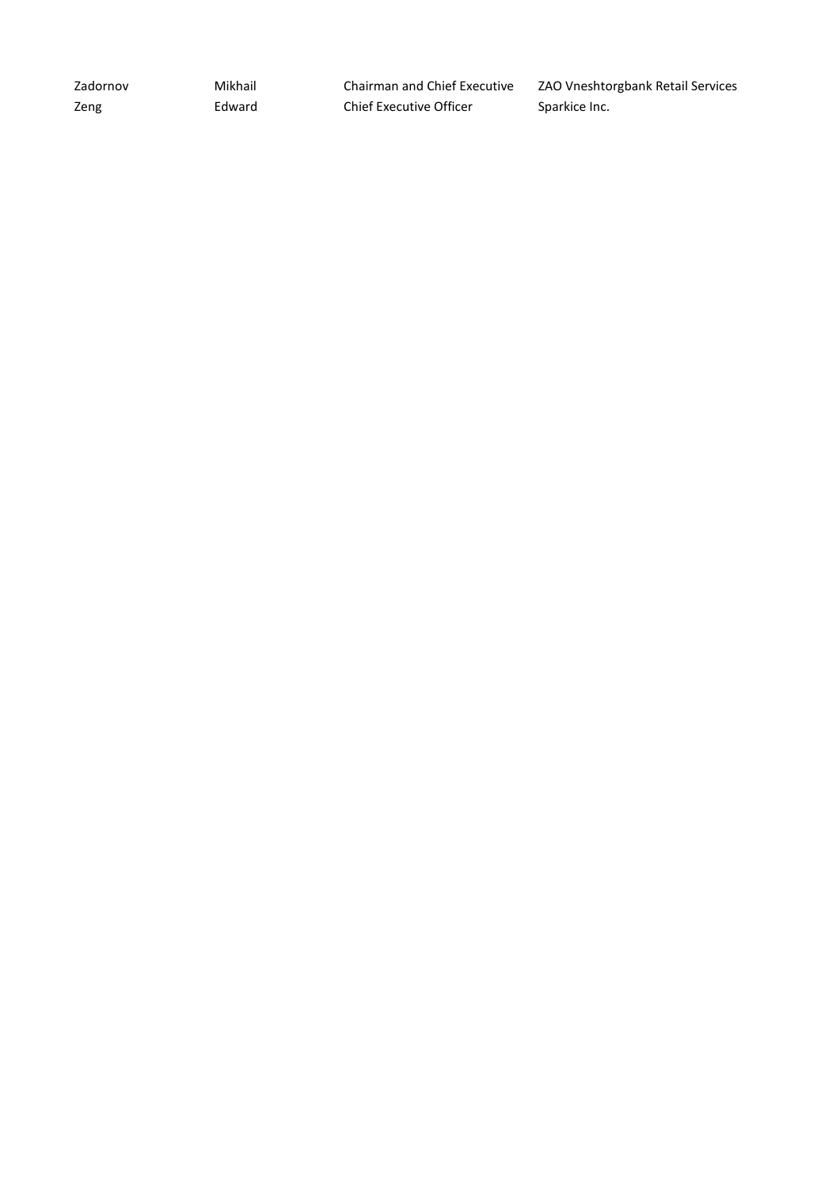| | | | |
|---|---|---|---|
| Zadornov | Mikhail | Chairman and Chief Executive | ZAO Vneshtorgbank Retail Services |
| Zeng | Edward | Chief Executive Officer | Sparkice Inc. |